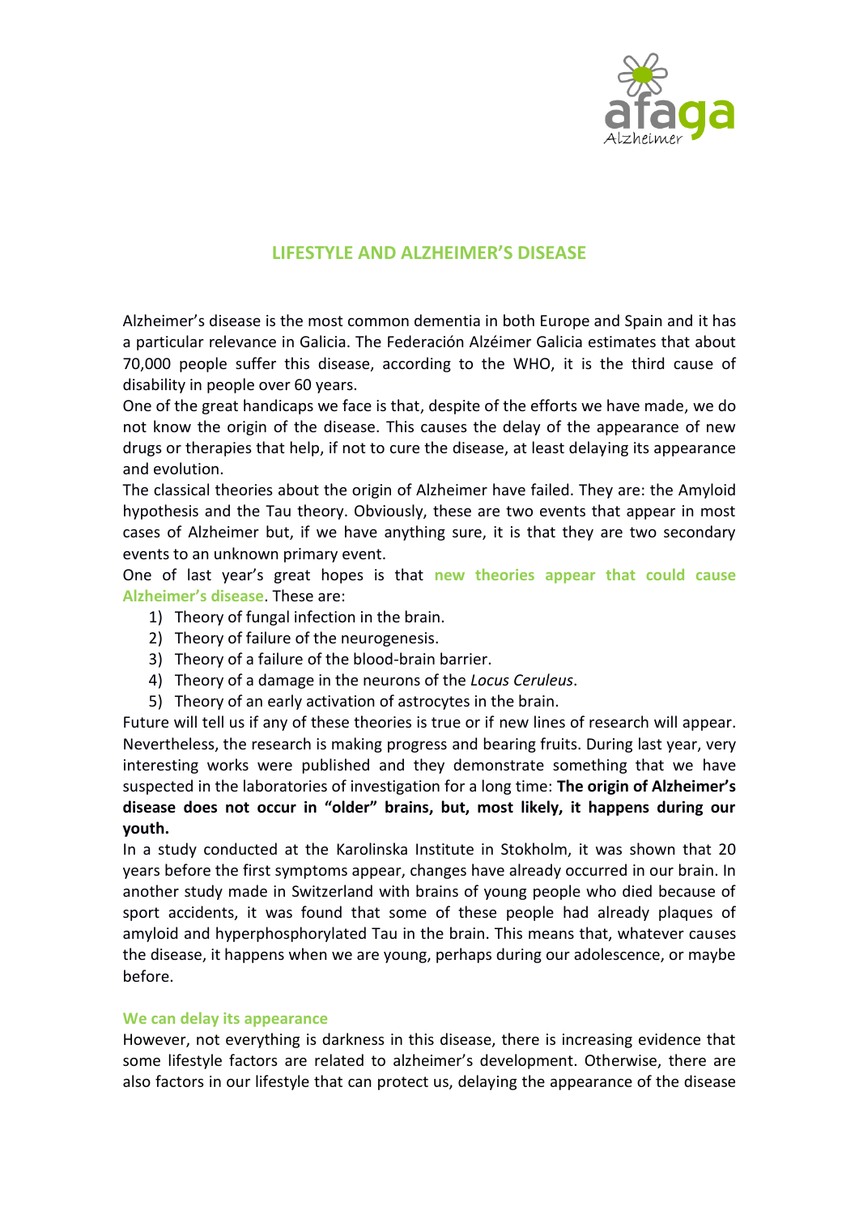# LIFESTYLE AND ALZHEIMER'S DISEASE

Alzheimer's disease is the most common dementia in both Europe and Spain and it has a particular relevance in Galicia. The Federación Alzéimer Galicia estimates that about 70,000 people suffer this disease, according to the WHO, it is the third cause of disability in people over 60 years.

One of the great handicaps we face is that, despite of the efforts we have made, we do not know the origin of the disease. This causes the delay of the appearance of new drugs or therapies that help, if not to cure the disease, at least delaying its appearance and evolution.

The classical theories about the origin of Alzheimer have failed. They are: the Amyloid hypothesis and the Tau theory. Obviously, these are two events that appear in most cases of Alzheimer but, if we have anything sure, it is that they are two secondary events to an unknown primary event.

One of last year's great hopes is that **new theories appear that could cause Alzheimer's disease**. These are:

1) Theory of fungal infection in the brain.
2) Theory of failure of the neurogenesis.
3) Theory of a failure of the blood-brain barrier.
4) Theory of a damage in the neurons of the *Locus Ceruleus*.
5) Theory of an early activation of astrocytes in the brain.

Future will tell us if any of these theories is true or if new lines of research will appear. Nevertheless, the research is making progress and bearing fruits. During last year, very interesting works were published and they demonstrate something that we have suspected in the laboratories of investigation for a long time: **The origin of Alzheimer's disease does not occur in "older" brains, but, most likely, it happens during our youth.**

In a study conducted at the Karolinska Institute in Stokholm, it was shown that 20 years before the first symptoms appear, changes have already occurred in our brain. In another study made in Switzerland with brains of young people who died because of sport accidents, it was found that some of these people had already plaques of amyloid and hyperphosphorylated Tau in the brain. This means that, whatever causes the disease, it happens when we are young, perhaps during our adolescence, or maybe before.

## We can delay its appearance

However, not everything is darkness in this disease, there is increasing evidence that some lifestyle factors are related to alzheimer's development. Otherwise, there are also factors in our lifestyle that can protect us, delaying the appearance of the disease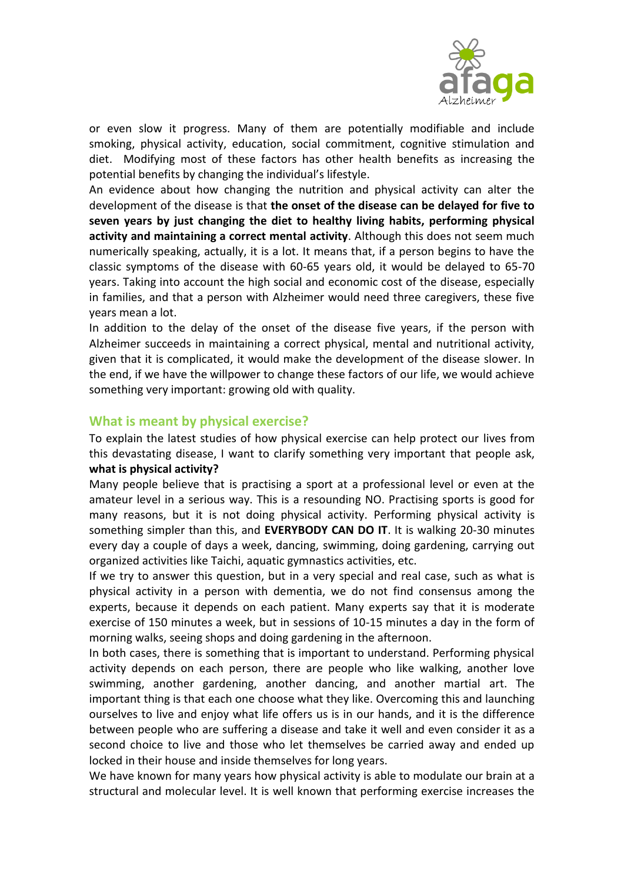or even slow it progress. Many of them are potentially modifiable and include smoking, physical activity, education, social commitment, cognitive stimulation and diet. Modifying most of these factors has other health benefits as increasing the potential benefits by changing the individual's lifestyle.

An evidence about how changing the nutrition and physical activity can alter the development of the disease is that **the onset of the disease can be delayed for five to seven years by just changing the diet to healthy living habits, performing physical activity and maintaining a correct mental activity**. Although this does not seem much numerically speaking, actually, it is a lot. It means that, if a person begins to have the classic symptoms of the disease with 60-65 years old, it would be delayed to 65-70 years. Taking into account the high social and economic cost of the disease, especially in families, and that a person with Alzheimer would need three caregivers, these five years mean a lot.

In addition to the delay of the onset of the disease five years, if the person with Alzheimer succeeds in maintaining a correct physical, mental and nutritional activity, given that it is complicated, it would make the development of the disease slower. In the end, if we have the willpower to change these factors of our life, we would achieve something very important: growing old with quality.

## What is meant by physical exercise?

To explain the latest studies of how physical exercise can help protect our lives from this devastating disease, I want to clarify something very important that people ask, **what is physical activity?**

Many people believe that is practising a sport at a professional level or even at the amateur level in a serious way. This is a resounding NO. Practising sports is good for many reasons, but it is not doing physical activity. Performing physical activity is something simpler than this, and **EVERYBODY CAN DO IT**. It is walking 20-30 minutes every day a couple of days a week, dancing, swimming, doing gardening, carrying out organized activities like Taichi, aquatic gymnastics activities, etc.

If we try to answer this question, but in a very special and real case, such as what is physical activity in a person with dementia, we do not find consensus among the experts, because it depends on each patient. Many experts say that it is moderate exercise of 150 minutes a week, but in sessions of 10-15 minutes a day in the form of morning walks, seeing shops and doing gardening in the afternoon.

In both cases, there is something that is important to understand. Performing physical activity depends on each person, there are people who like walking, another love swimming, another gardening, another dancing, and another martial art. The important thing is that each one choose what they like. Overcoming this and launching ourselves to live and enjoy what life offers us is in our hands, and it is the difference between people who are suffering a disease and take it well and even consider it as a second choice to live and those who let themselves be carried away and ended up locked in their house and inside themselves for long years.

We have known for many years how physical activity is able to modulate our brain at a structural and molecular level. It is well known that performing exercise increases the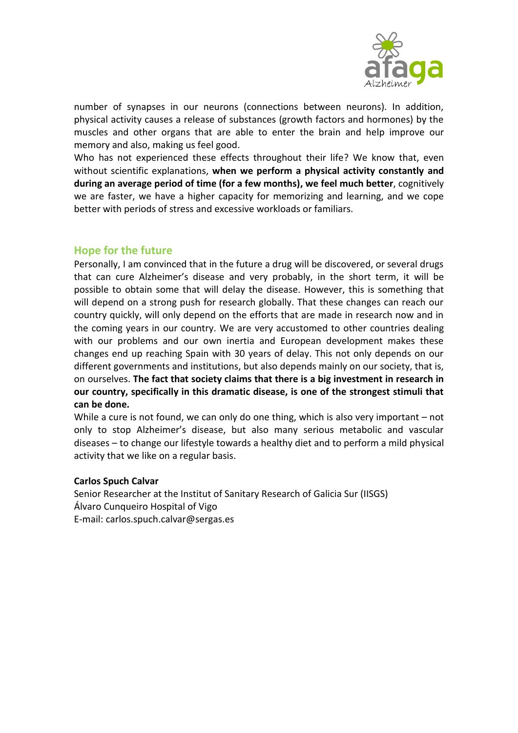number of synapses in our neurons (connections between neurons). In addition, physical activity causes a release of substances (growth factors and hormones) by the muscles and other organs that are able to enter the brain and help improve our memory and also, making us feel good.

Who has not experienced these effects throughout their life? We know that, even without scientific explanations, **when we perform a physical activity constantly and during an average period of time (for a few months), we feel much better**, cognitively we are faster, we have a higher capacity for memorizing and learning, and we cope better with periods of stress and excessive workloads or familiars.

## Hope for the future

Personally, I am convinced that in the future a drug will be discovered, or several drugs that can cure Alzheimer's disease and very probably, in the short term, it will be possible to obtain some that will delay the disease. However, this is something that will depend on a strong push for research globally. That these changes can reach our country quickly, will only depend on the efforts that are made in research now and in the coming years in our country. We are very accustomed to other countries dealing with our problems and our own inertia and European development makes these changes end up reaching Spain with 30 years of delay. This not only depends on our different governments and institutions, but also depends mainly on our society, that is, on ourselves. **The fact that society claims that there is a big investment in research in our country, specifically in this dramatic disease, is one of the strongest stimuli that can be done.**

While a cure is not found, we can only do one thing, which is also very important – not only to stop Alzheimer's disease, but also many serious metabolic and vascular diseases – to change our lifestyle towards a healthy diet and to perform a mild physical activity that we like on a regular basis.

**Carlos Spuch Calvar**
Senior Researcher at the Institut of Sanitary Research of Galicia Sur (IISGS)
Álvaro Cunqueiro Hospital of Vigo
E-mail: carlos.spuch.calvar@sergas.es